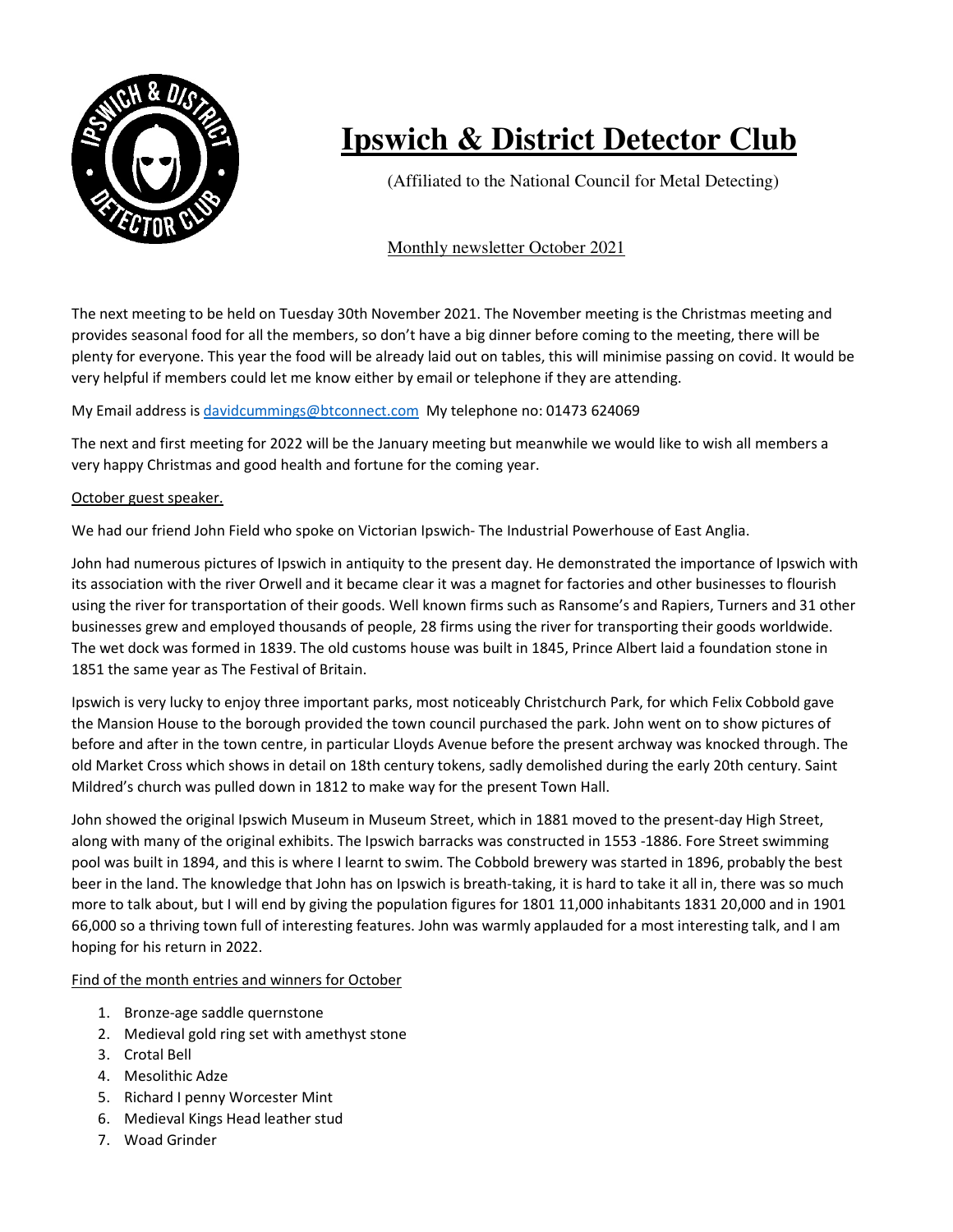# Ipswich & District Detector Club

(Affiliated to the National Council for Metal Detecting)

Monthly newsletter October 2021

The next meeting to be held on Tuesday 30th November 2021. The November meeting is the Christmas meeting and provides seasonal food for all the members, so don't have a big dinner before coming to the meeting, there will be plenty for everyone. This year the food will be already laid out on tables, this will minimise passing on covid. It would be very helpful if members could let me know either by email or telephone if they are attending.

My Email address is davidcummings@btconnect.com My telephone no: 01473 624069

The next and first meeting for 2022 will be the January meeting but meanwhile we would like to wish all members a very happy Christmas and good health and fortune for the coming year.

October guest speaker.

We had our friend John Field who spoke on Victorian Ipswich- The Industrial Powerhouse of East Anglia.

John had numerous pictures of Ipswich in antiquity to the present day. He demonstrated the importance of Ipswich with its association with the river Orwell and it became clear it was a magnet for factories and other businesses to flourish using the river for transportation of their goods. Well known firms such as Ransome's and Rapiers, Turners and 31 other businesses grew and employed thousands of people, 28 firms using the river for transporting their goods worldwide. The wet dock was formed in 1839. The old customs house was built in 1845, Prince Albert laid a foundation stone in 1851 the same year as The Festival of Britain.

Ipswich is very lucky to enjoy three important parks, most noticeably Christchurch Park, for which Felix Cobbold gave the Mansion House to the borough provided the town council purchased the park. John went on to show pictures of before and after in the town centre, in particular Lloyds Avenue before the present archway was knocked through. The old Market Cross which shows in detail on 18th century tokens, sadly demolished during the early 20th century. Saint Mildred's church was pulled down in 1812 to make way for the present Town Hall.

John showed the original Ipswich Museum in Museum Street, which in 1881 moved to the present-day High Street, along with many of the original exhibits. The Ipswich barracks was constructed in 1553 -1886. Fore Street swimming pool was built in 1894, and this is where I learnt to swim. The Cobbold brewery was started in 1896, probably the best beer in the land. The knowledge that John has on Ipswich is breath-taking, it is hard to take it all in, there was so much more to talk about, but I will end by giving the population figures for 1801 11,000 inhabitants 1831 20,000 and in 1901 66,000 so a thriving town full of interesting features. John was warmly applauded for a most interesting talk, and I am hoping for his return in 2022.

Find of the month entries and winners for October

1. Bronze-age saddle quernstone
2. Medieval gold ring set with amethyst stone
3. Crotal Bell
4. Mesolithic Adze
5. Richard I penny Worcester Mint
6. Medieval Kings Head leather stud
7. Woad Grinder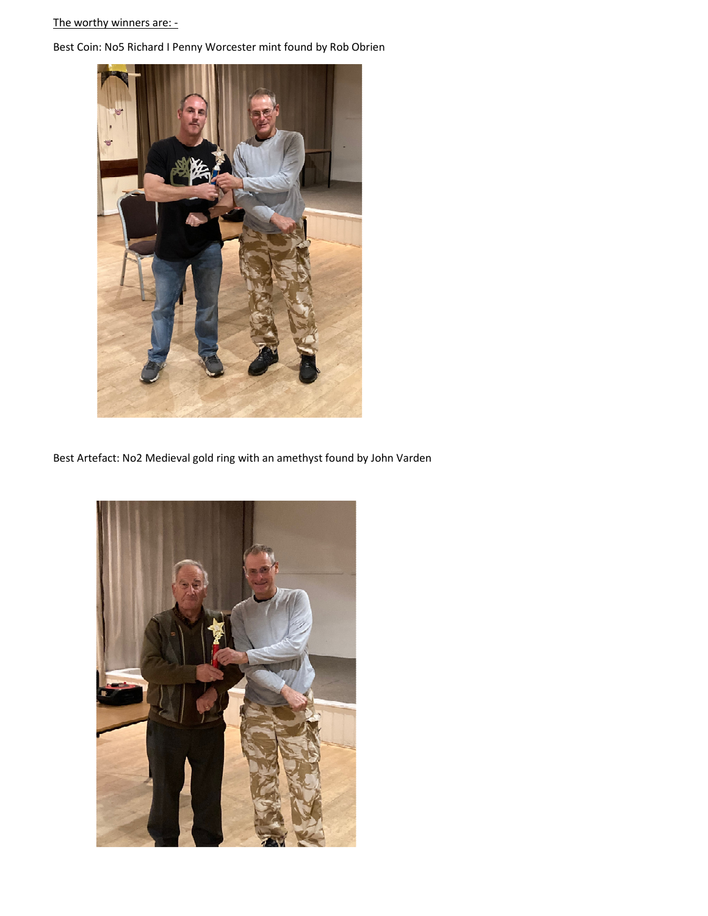The worthy winners are: -

Best Coin: No5 Richard I Penny Worcester mint found by Rob Obrien

Best Artefact: No2 Medieval gold ring with an amethyst found by John Varden